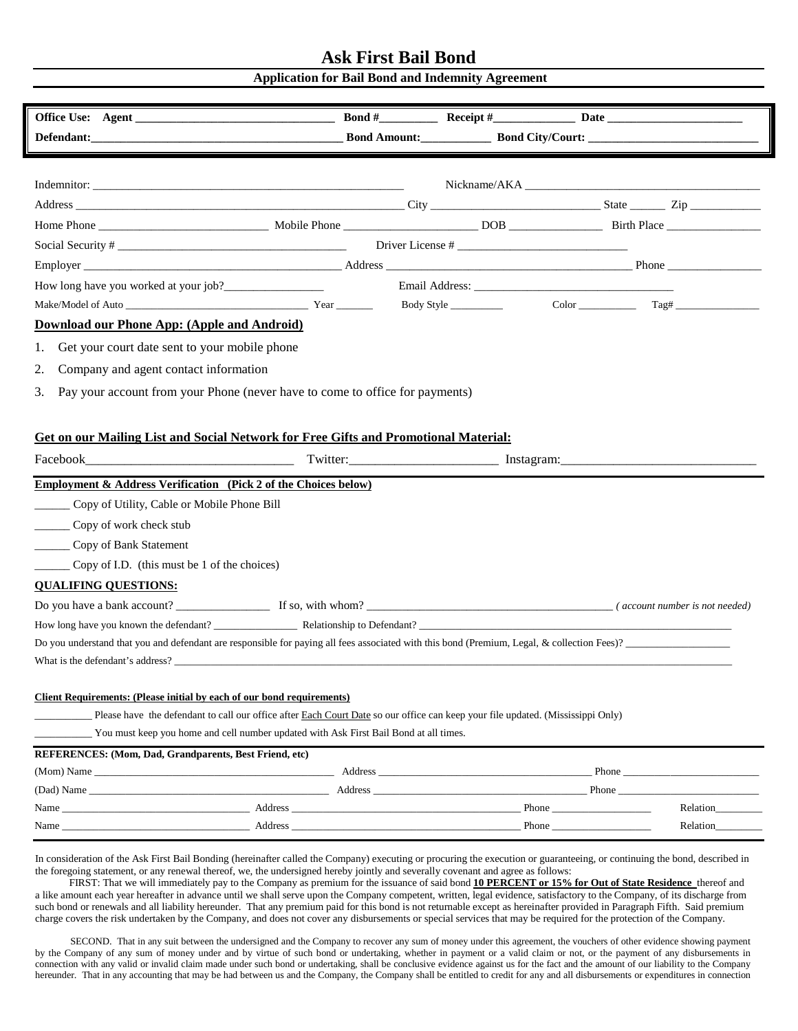# Ask First Bail Bond

## Application for Bail Bond and Indemnity Agreement

**Office Use: Agent** ________________________________ **Bond #**_________ **Receipt #**_____________ **Date** ______________________

**Defendant:**________________________________________ **Bond Amount:**___________ **Bond City/Court:** ____________________________

Indemnitor: ______________________________________________________ Nickname/AKA ________________________________________

Address _________________________________________________________ City ____________________________ State ______ Zip ____________

Home Phone ____________________________ Mobile Phone ______________________ DOB _______________ Birth Place ________________

Social Security # _____________________________________ Driver License # ____________________________

Employer ____________________________________________ Address _________________________________________ Phone ________________

How long have you worked at your job?_________________ Email Address: __________________________________

Make/Model of Auto __________________________________ Year _______ Body Style __________ Color ___________ Tag# ________________

**Download our Phone App: (Apple and Android)**

1. Get your court date sent to your mobile phone
2. Company and agent contact information
3. Pay your account from your Phone (never have to come to office for payments)

**Get on our Mailing List and Social Network for Free Gifts and Promotional Material:**

Facebook_______________________________ Twitter:______________________ Instagram:_____________________________

**Employment & Address Verification (Pick 2 of the Choices below)**

______ Copy of Utility, Cable or Mobile Phone Bill

______ Copy of work check stub

______ Copy of Bank Statement

______ Copy of I.D. (this must be 1 of the choices)

**QUALIFING QUESTIONS:**

Do you have a bank account? _______________ If so, with whom? _________________________________________ *( account number is not needed)*

How long have you known the defendant? _______________ Relationship to Defendant? ___________________________________________________________

Do you understand that you and defendant are responsible for paying all fees associated with this bond (Premium, Legal, & collection Fees)? ___________________

What is the defendant's address? ____________________________________________________________________________________________________

**Client Requirements: (Please initial by each of our bond requirements)**

__________ Please have the defendant to call our office after Each Court Date so our office can keep your file updated. (Mississippi Only)

__________ You must keep you home and cell number updated with Ask First Bail Bond at all times.

**REFERENCES: (Mom, Dad, Grandparents, Best Friend, etc)**

(Mom) Name _____________________________________________ Address _________________________________________ Phone _________________________

(Dad) Name _____________________________________________ Address _________________________________________ Phone _________________________

Name ___________________________________ Address _____________________________________________ Phone ___________________ Relation_________

Name ___________________________________ Address _____________________________________________ Phone ___________________ Relation_________

In consideration of the Ask First Bail Bonding (hereinafter called the Company) executing or procuring the execution or guaranteeing, or continuing the bond, described in the foregoing statement, or any renewal thereof, we, the undersigned hereby jointly and severally covenant and agree as follows:

FIRST: That we will immediately pay to the Company as premium for the issuance of said bond **10 PERCENT or 15% for Out of State Residence** thereof and a like amount each year hereafter in advance until we shall serve upon the Company competent, written, legal evidence, satisfactory to the Company, of its discharge from such bond or renewals and all liability hereunder. That any premium paid for this bond is not returnable except as hereinafter provided in Paragraph Fifth. Said premium charge covers the risk undertaken by the Company, and does not cover any disbursements or special services that may be required for the protection of the Company.

SECOND. That in any suit between the undersigned and the Company to recover any sum of money under this agreement, the vouchers of other evidence showing payment by the Company of any sum of money under and by virtue of such bond or undertaking, whether in payment or a valid claim or not, or the payment of any disbursements in connection with any valid or invalid claim made under such bond or undertaking, shall be conclusive evidence against us for the fact and the amount of our liability to the Company hereunder. That in any accounting that may be had between us and the Company, the Company shall be entitled to credit for any and all disbursements or expenditures in connection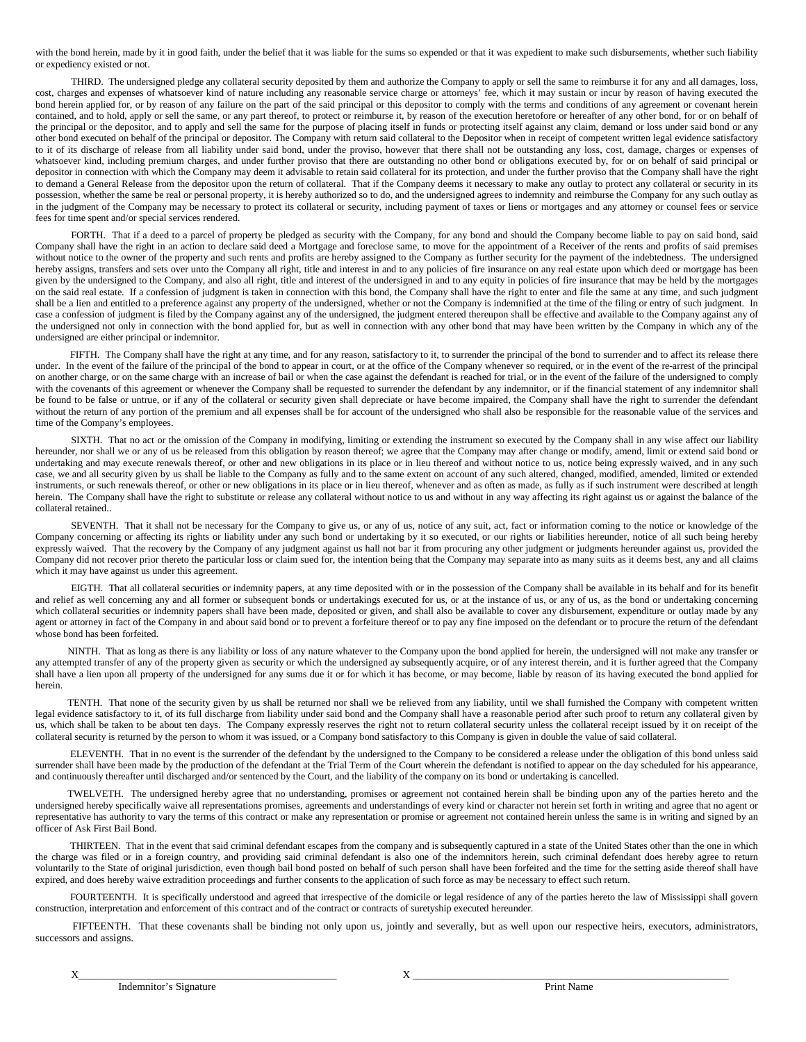with the bond herein, made by it in good faith, under the belief that it was liable for the sums so expended or that it was expedient to make such disbursements, whether such liability or expediency existed or not.

THIRD. The undersigned pledge any collateral security deposited by them and authorize the Company to apply or sell the same to reimburse it for any and all damages, loss, cost, charges and expenses of whatsoever kind of nature including any reasonable service charge or attorneys' fee, which it may sustain or incur by reason of having executed the bond herein applied for, or by reason of any failure on the part of the said principal or this depositor to comply with the terms and conditions of any agreement or covenant herein contained, and to hold, apply or sell the same, or any part thereof, to protect or reimburse it, by reason of the execution heretofore or hereafter of any other bond, for or on behalf of the principal or the depositor, and to apply and sell the same for the purpose of placing itself in funds or protecting itself against any claim, demand or loss under said bond or any other bond executed on behalf of the principal or depositor. The Company with return said collateral to the Depositor when in receipt of competent written legal evidence satisfactory to it of its discharge of release from all liability under said bond, under the proviso, however that there shall not be outstanding any loss, cost, damage, charges or expenses of whatsoever kind, including premium charges, and under further proviso that there are outstanding no other bond or obligations executed by, for or on behalf of said principal or depositor in connection with which the Company may deem it advisable to retain said collateral for its protection, and under the further proviso that the Company shall have the right to demand a General Release from the depositor upon the return of collateral. That if the Company deems it necessary to make any outlay to protect any collateral or security in its possession, whether the same be real or personal property, it is hereby authorized so to do, and the undersigned agrees to indemnity and reimburse the Company for any such outlay as in the judgment of the Company may be necessary to protect its collateral or security, including payment of taxes or liens or mortgages and any attorney or counsel fees or service fees for time spent and/or special services rendered.

FORTH. That if a deed to a parcel of property be pledged as security with the Company, for any bond and should the Company become liable to pay on said bond, said Company shall have the right in an action to declare said deed a Mortgage and foreclose same, to move for the appointment of a Receiver of the rents and profits of said premises without notice to the owner of the property and such rents and profits are hereby assigned to the Company as further security for the payment of the indebtedness. The undersigned hereby assigns, transfers and sets over unto the Company all right, title and interest in and to any policies of fire insurance on any real estate upon which deed or mortgage has been given by the undersigned to the Company, and also all right, title and interest of the undersigned in and to any equity in policies of fire insurance that may be held by the mortgages on the said real estate. If a confession of judgment is taken in connection with this bond, the Company shall have the right to enter and file the same at any time, and such judgment shall be a lien and entitled to a preference against any property of the undersigned, whether or not the Company is indemnified at the time of the filing or entry of such judgment. In case a confession of judgment is filed by the Company against any of the undersigned, the judgment entered thereupon shall be effective and available to the Company against any of the undersigned not only in connection with the bond applied for, but as well in connection with any other bond that may have been written by the Company in which any of the undersigned are either principal or indemnitor.

FIFTH. The Company shall have the right at any time, and for any reason, satisfactory to it, to surrender the principal of the bond to surrender and to affect its release there under. In the event of the failure of the principal of the bond to appear in court, or at the office of the Company whenever so required, or in the event of the re-arrest of the principal on another charge, or on the same charge with an increase of bail or when the case against the defendant is reached for trial, or in the event of the failure of the undersigned to comply with the covenants of this agreement or whenever the Company shall be requested to surrender the defendant by any indemnitor, or if the financial statement of any indemnitor shall be found to be false or untrue, or if any of the collateral or security given shall depreciate or have become impaired, the Company shall have the right to surrender the defendant without the return of any portion of the premium and all expenses shall be for account of the undersigned who shall also be responsible for the reasonable value of the services and time of the Company's employees.

SIXTH. That no act or the omission of the Company in modifying, limiting or extending the instrument so executed by the Company shall in any wise affect our liability hereunder, nor shall we or any of us be released from this obligation by reason thereof; we agree that the Company may after change or modify, amend, limit or extend said bond or undertaking and may execute renewals thereof, or other and new obligations in its place or in lieu thereof and without notice to us, notice being expressly waived, and in any such case, we and all security given by us shall be liable to the Company as fully and to the same extent on account of any such altered, changed, modified, amended, limited or extended instruments, or such renewals thereof, or other or new obligations in its place or in lieu thereof, whenever and as often as made, as fully as if such instrument were described at length herein. The Company shall have the right to substitute or release any collateral without notice to us and without in any way affecting its right against us or against the balance of the collateral retained..

SEVENTH. That it shall not be necessary for the Company to give us, or any of us, notice of any suit, act, fact or information coming to the notice or knowledge of the Company concerning or affecting its rights or liability under any such bond or undertaking by it so executed, or our rights or liabilities hereunder, notice of all such being hereby expressly waived. That the recovery by the Company of any judgment against us hall not bar it from procuring any other judgment or judgments hereunder against us, provided the Company did not recover prior thereto the particular loss or claim sued for, the intention being that the Company may separate into as many suits as it deems best, any and all claims which it may have against us under this agreement.

EIGTH. That all collateral securities or indemnity papers, at any time deposited with or in the possession of the Company shall be available in its behalf and for its benefit and relief as well concerning any and all former or subsequent bonds or undertakings executed for us, or at the instance of us, or any of us, as the bond or undertaking concerning which collateral securities or indemnity papers shall have been made, deposited or given, and shall also be available to cover any disbursement, expenditure or outlay made by any agent or attorney in fact of the Company in and about said bond or to prevent a forfeiture thereof or to pay any fine imposed on the defendant or to procure the return of the defendant whose bond has been forfeited.

NINTH. That as long as there is any liability or loss of any nature whatever to the Company upon the bond applied for herein, the undersigned will not make any transfer or any attempted transfer of any of the property given as security or which the undersigned ay subsequently acquire, or of any interest therein, and it is further agreed that the Company shall have a lien upon all property of the undersigned for any sums due it or for which it has become, or may become, liable by reason of its having executed the bond applied for herein.

TENTH. That none of the security given by us shall be returned nor shall we be relieved from any liability, until we shall furnished the Company with competent written legal evidence satisfactory to it, of its full discharge from liability under said bond and the Company shall have a reasonable period after such proof to return any collateral given by us, which shall be taken to be about ten days. The Company expressly reserves the right not to return collateral security unless the collateral receipt issued by it on receipt of the collateral security is returned by the person to whom it was issued, or a Company bond satisfactory to this Company is given in double the value of said collateral.

ELEVENTH. That in no event is the surrender of the defendant by the undersigned to the Company to be considered a release under the obligation of this bond unless said surrender shall have been made by the production of the defendant at the Trial Term of the Court wherein the defendant is notified to appear on the day scheduled for his appearance, and continuously thereafter until discharged and/or sentenced by the Court, and the liability of the company on its bond or undertaking is cancelled.

TWELVETH. The undersigned hereby agree that no understanding, promises or agreement not contained herein shall be binding upon any of the parties hereto and the undersigned hereby specifically waive all representations promises, agreements and understandings of every kind or character not herein set forth in writing and agree that no agent or representative has authority to vary the terms of this contract or make any representation or promise or agreement not contained herein unless the same is in writing and signed by an officer of Ask First Bail Bond.

THIRTEEN. That in the event that said criminal defendant escapes from the company and is subsequently captured in a state of the United States other than the one in which the charge was filed or in a foreign country, and providing said criminal defendant is also one of the indemnitors herein, such criminal defendant does hereby agree to return voluntarily to the State of original jurisdiction, even though bail bond posted on behalf of such person shall have been forfeited and the time for the setting aside thereof shall have expired, and does hereby waive extradition proceedings and further consents to the application of such force as may be necessary to effect such return.

FOURTEENTH. It is specifically understood and agreed that irrespective of the domicile or legal residence of any of the parties hereto the law of Mississippi shall govern construction, interpretation and enforcement of this contract and of the contract or contracts of suretyship executed hereunder.

FIFTEENTH. That these covenants shall be binding not only upon us, jointly and severally, but as well upon our respective heirs, executors, administrators, successors and assigns.

X_______________________________________________ X _______________________________________________

Indemnitor's Signature Print Name